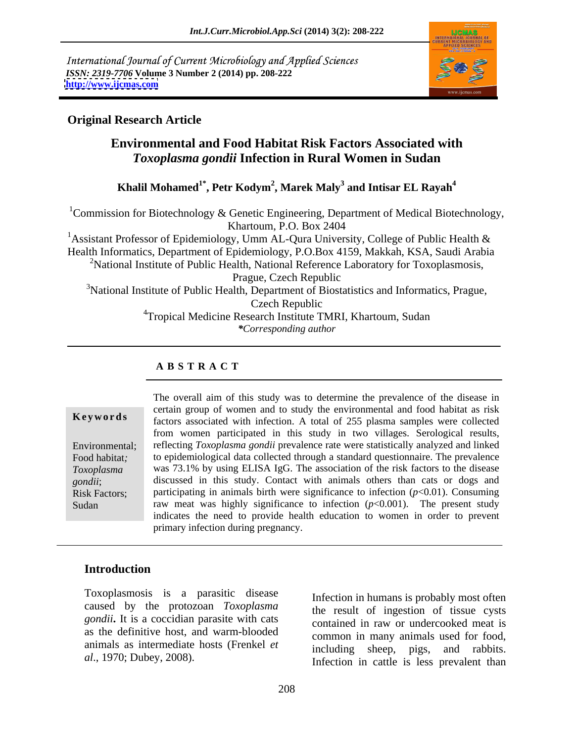International Journal of Current Microbiology and Applied Sciences
*ISSN: 2319-7706* **Volume 3 Number 2 (2014) pp. 208-222**
**http://www.ijcmas.com**

**Original Research Article**

# Environmental and Food Habitat Risk Factors Associated with *Toxoplasma gondii* Infection in Rural Women in Sudan

**Khalil Mohamed[1*], Petr Kodym[2], Marek Maly[3] and Intisar EL Rayah[4]**

[1]Commission for Biotechnology & Genetic Engineering, Department of Medical Biotechnology, Khartoum, P.O. Box 2404

[1]Assistant Professor of Epidemiology, Umm AL-Qura University, College of Public Health & Health Informatics, Department of Epidemiology, P.O.Box 4159, Makkah, KSA, Saudi Arabia

[2]National Institute of Public Health, National Reference Laboratory for Toxoplasmosis, Prague, Czech Republic

[3]National Institute of Public Health, Department of Biostatistics and Informatics, Prague, Czech Republic

[4]Tropical Medicine Research Institute TMRI, Khartoum, Sudan

**Corresponding author*

## A B S T R A C T

**Keywords**

Environmental; Food habitat; *Toxoplasma gondii*; Risk Factors; Sudan

The overall aim of this study was to determine the prevalence of the disease in certain group of women and to study the environmental and food habitat as risk factors associated with infection. A total of 255 plasma samples were collected from women participated in this study in two villages. Serological results, reflecting *Toxoplasma gondii* prevalence rate were statistically analyzed and linked to epidemiological data collected through a standard questionnaire. The prevalence was 73.1% by using ELISA IgG. The association of the risk factors to the disease discussed in this study. Contact with animals others than cats or dogs and participating in animals birth were significance to infection ($p<0.01$). Consuming raw meat was highly significance to infection ($p<0.001$). The present study indicates the need to provide health education to women in order to prevent primary infection during pregnancy.

## Introduction

Toxoplasmosis is a parasitic disease caused by the protozoan *Toxoplasma gondii***.** It is a coccidian parasite with cats as the definitive host, and warm-blooded animals as intermediate hosts (Frenkel *et al*., 1970; Dubey, 2008).

Infection in humans is probably most often the result of ingestion of tissue cysts contained in raw or undercooked meat is common in many animals used for food, including sheep, pigs, and rabbits. Infection in cattle is less prevalent than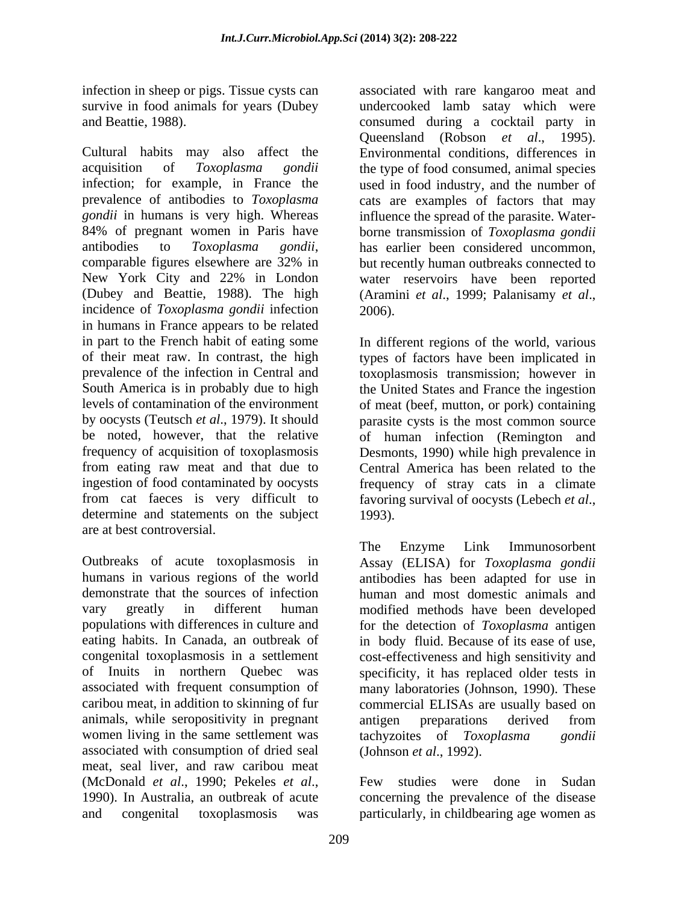infection in sheep or pigs. Tissue cysts can survive in food animals for years (Dubey and Beattie, 1988).

Cultural habits may also affect the acquisition of *Toxoplasma gondii* infection; for example, in France the prevalence of antibodies to *Toxoplasma gondii* in humans is very high. Whereas 84% of pregnant women in Paris have antibodies to *Toxoplasma gondii*, comparable figures elsewhere are 32% in New York City and 22% in London (Dubey and Beattie, 1988). The high incidence of *Toxoplasma gondii* infection in humans in France appears to be related in part to the French habit of eating some of their meat raw. In contrast, the high prevalence of the infection in Central and South America is in probably due to high levels of contamination of the environment by oocysts (Teutsch *et al*., 1979). It should be noted, however, that the relative frequency of acquisition of toxoplasmosis from eating raw meat and that due to ingestion of food contaminated by oocysts from cat faeces is very difficult to determine and statements on the subject are at best controversial.

Outbreaks of acute toxoplasmosis in humans in various regions of the world demonstrate that the sources of infection vary greatly in different human populations with differences in culture and eating habits. In Canada, an outbreak of congenital toxoplasmosis in a settlement of Inuits in northern Quebec was associated with frequent consumption of caribou meat, in addition to skinning of fur animals, while seropositivity in pregnant women living in the same settlement was associated with consumption of dried seal meat, seal liver, and raw caribou meat (McDonald *et al*., 1990; Pekeles *et al*., 1990). In Australia, an outbreak of acute and congenital toxoplasmosis was associated with rare kangaroo meat and undercooked lamb satay which were consumed during a cocktail party in Queensland (Robson *et al*., 1995). Environmental conditions, differences in the type of food consumed, animal species used in food industry, and the number of cats are examples of factors that may influence the spread of the parasite. Water-borne transmission of *Toxoplasma gondii* has earlier been considered uncommon, but recently human outbreaks connected to water reservoirs have been reported (Aramini *et al*., 1999; Palanisamy *et al*., 2006).

In different regions of the world, various types of factors have been implicated in toxoplasmosis transmission; however in the United States and France the ingestion of meat (beef, mutton, or pork) containing parasite cysts is the most common source of human infection (Remington and Desmonts, 1990) while high prevalence in Central America has been related to the frequency of stray cats in a climate favoring survival of oocysts (Lebech *et al*., 1993).

The Enzyme Link Immunosorbent Assay (ELISA) for *Toxoplasma gondii* antibodies has been adapted for use in human and most domestic animals and modified methods have been developed for the detection of *Toxoplasma* antigen in body fluid. Because of its ease of use, cost-effectiveness and high sensitivity and specificity, it has replaced older tests in many laboratories (Johnson, 1990). These commercial ELISAs are usually based on antigen preparations derived from tachyzoites of *Toxoplasma gondii* (Johnson *et al*., 1992).

Few studies were done in Sudan concerning the prevalence of the disease particularly, in childbearing age women as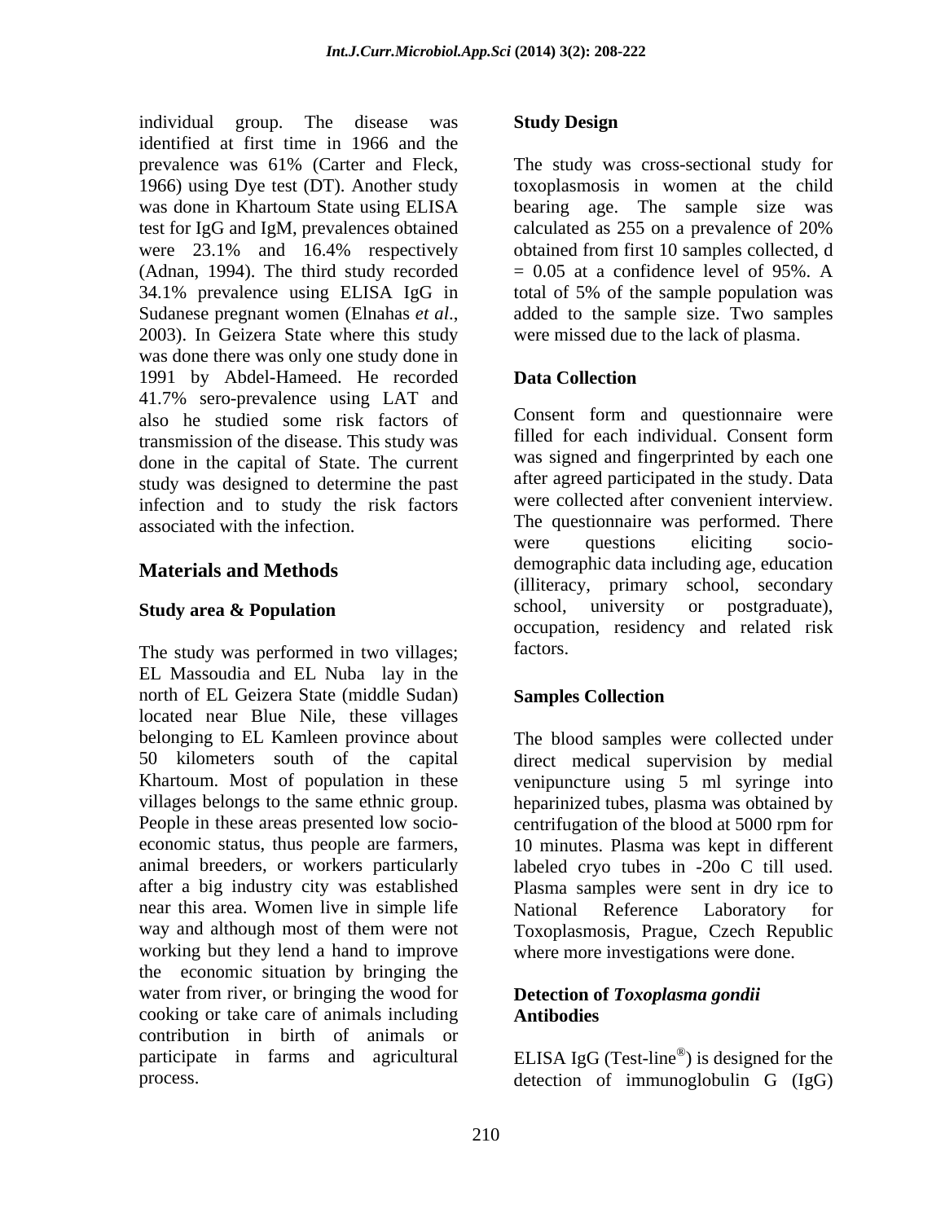individual group. The disease was identified at first time in 1966 and the prevalence was 61% (Carter and Fleck, 1966) using Dye test (DT). Another study was done in Khartoum State using ELISA test for IgG and IgM, prevalences obtained were 23.1% and 16.4% respectively (Adnan, 1994). The third study recorded 34.1% prevalence using ELISA IgG in Sudanese pregnant women (Elnahas *et al*., 2003). In Geizera State where this study was done there was only one study done in 1991 by Abdel-Hameed. He recorded 41.7% sero-prevalence using LAT and also he studied some risk factors of transmission of the disease. This study was done in the capital of State. The current study was designed to determine the past infection and to study the risk factors associated with the infection.

## Materials and Methods

### Study area & Population

The study was performed in two villages; EL Massoudia and EL Nuba lay in the north of EL Geizera State (middle Sudan) located near Blue Nile, these villages belonging to EL Kamleen province about 50 kilometers south of the capital Khartoum. Most of population in these villages belongs to the same ethnic group. People in these areas presented low socio-economic status, thus people are farmers, animal breeders, or workers particularly after a big industry city was established near this area. Women live in simple life way and although most of them were not working but they lend a hand to improve the economic situation by bringing the water from river, or bringing the wood for cooking or take care of animals including contribution in birth of animals or participate in farms and agricultural process.

### Study Design

The study was cross-sectional study for toxoplasmosis in women at the child bearing age. The sample size was calculated as 255 on a prevalence of 20% obtained from first 10 samples collected, d = 0.05 at a confidence level of 95%. A total of 5% of the sample population was added to the sample size. Two samples were missed due to the lack of plasma.

### Data Collection

Consent form and questionnaire were filled for each individual. Consent form was signed and fingerprinted by each one after agreed participated in the study. Data were collected after convenient interview. The questionnaire was performed. There were questions eliciting socio-demographic data including age, education (illiteracy, primary school, secondary school, university or postgraduate), occupation, residency and related risk factors.

### Samples Collection

The blood samples were collected under direct medical supervision by medial venipuncture using 5 ml syringe into heparinized tubes, plasma was obtained by centrifugation of the blood at 5000 rpm for 10 minutes. Plasma was kept in different labeled cryo tubes in -20o C till used. Plasma samples were sent in dry ice to National Reference Laboratory for Toxoplasmosis, Prague, Czech Republic where more investigations were done.

### Detection of *Toxoplasma gondii* Antibodies

ELISA IgG (Test-line®) is designed for the detection of immunoglobulin G (IgG)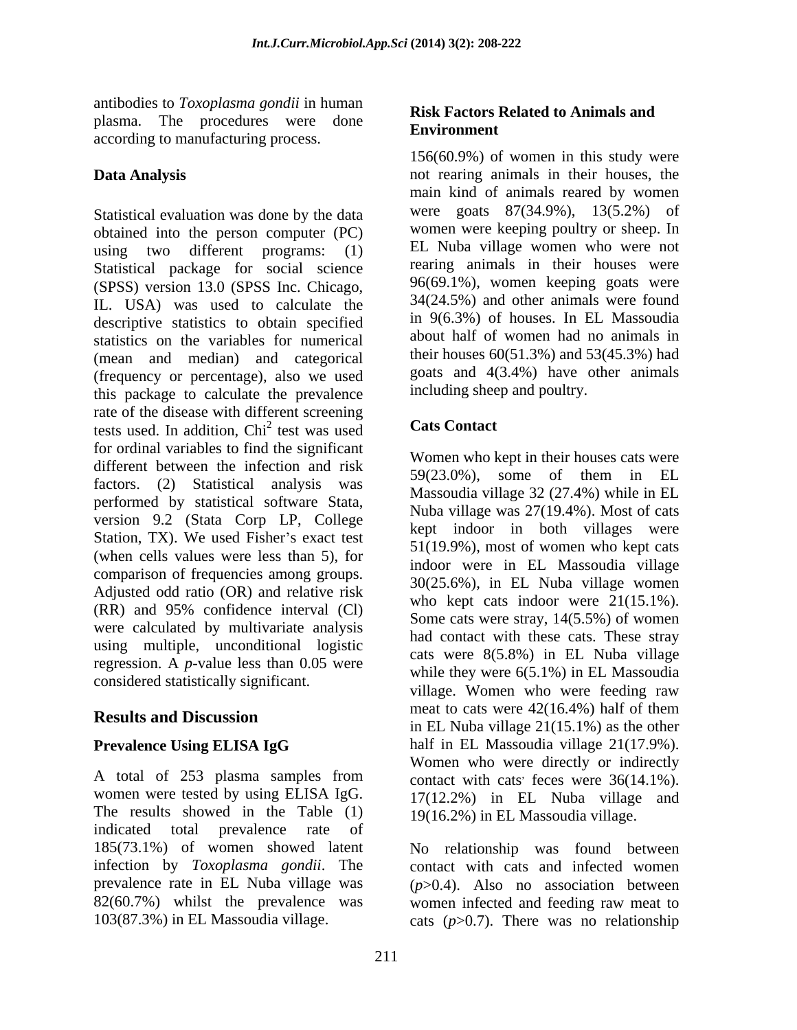antibodies to *Toxoplasma gondii* in human plasma. The procedures were done according to manufacturing process.

## Data Analysis

Statistical evaluation was done by the data obtained into the person computer (PC) using two different programs: (1) Statistical package for social science (SPSS) version 13.0 (SPSS Inc. Chicago, IL. USA) was used to calculate the descriptive statistics to obtain specified statistics on the variables for numerical (mean and median) and categorical (frequency or percentage), also we used this package to calculate the prevalence rate of the disease with different screening tests used. In addition, $Chi^2$ test was used for ordinal variables to find the significant different between the infection and risk factors. (2) Statistical analysis was performed by statistical software Stata, version 9.2 (Stata Corp LP, College Station, TX). We used Fisher's exact test (when cells values were less than 5), for comparison of frequencies among groups. Adjusted odd ratio (OR) and relative risk (RR) and 95% confidence interval (Cl) were calculated by multivariate analysis using multiple, unconditional logistic regression. A *p*-value less than 0.05 were considered statistically significant.

## Results and Discussion

### Prevalence Using ELISA IgG

A total of 253 plasma samples from women were tested by using ELISA IgG. The results showed in the Table (1) indicated total prevalence rate of 185(73.1%) of women showed latent infection by *Toxoplasma gondii*. The prevalence rate in EL Nuba village was 82(60.7%) whilst the prevalence was 103(87.3%) in EL Massoudia village.

### Risk Factors Related to Animals and Environment

156(60.9%) of women in this study were not rearing animals in their houses, the main kind of animals reared by women were goats 87(34.9%), 13(5.2%) of women were keeping poultry or sheep. In EL Nuba village women who were not rearing animals in their houses were 96(69.1%), women keeping goats were 34(24.5%) and other animals were found in 9(6.3%) of houses. In EL Massoudia about half of women had no animals in their houses 60(51.3%) and 53(45.3%) had goats and 4(3.4%) have other animals including sheep and poultry.

### Cats Contact

Women who kept in their houses cats were 59(23.0%), some of them in EL Massoudia village 32 (27.4%) while in EL Nuba village was 27(19.4%). Most of cats kept indoor in both villages were 51(19.9%), most of women who kept cats indoor were in EL Massoudia village 30(25.6%), in EL Nuba village women who kept cats indoor were 21(15.1%). Some cats were stray, 14(5.5%) of women had contact with these cats. These stray cats were 8(5.8%) in EL Nuba village while they were 6(5.1%) in EL Massoudia village. Women who were feeding raw meat to cats were 42(16.4%) half of them in EL Nuba village 21(15.1%) as the other half in EL Massoudia village 21(17.9%). Women who were directly or indirectly contact with cats' feces were 36(14.1%). 17(12.2%) in EL Nuba village and 19(16.2%) in EL Massoudia village.

No relationship was found between contact with cats and infected women ($p>0.4$). Also no association between women infected and feeding raw meat to cats ($p>0.7$). There was no relationship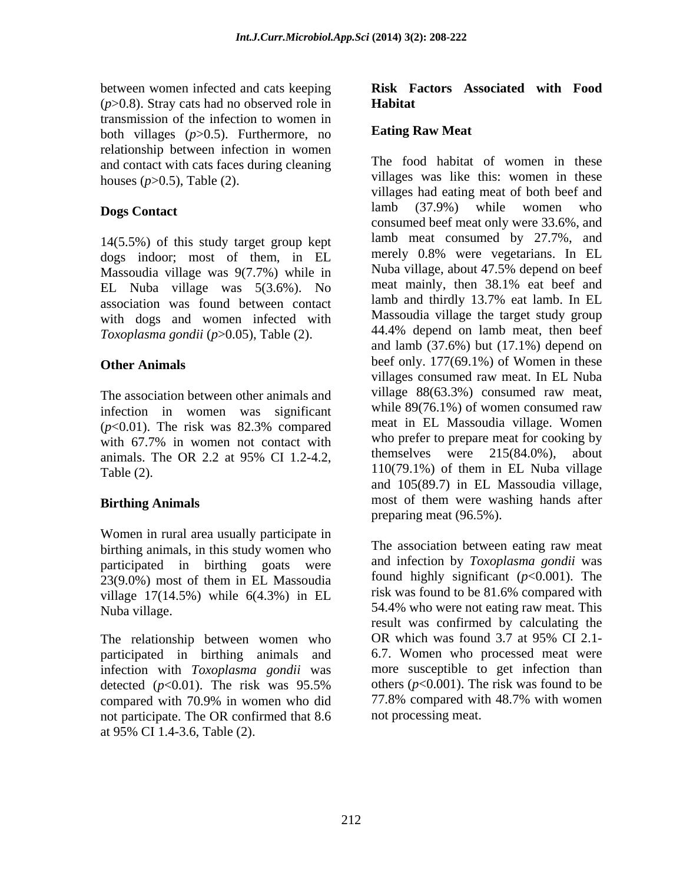between women infected and cats keeping ($p$>0.8). Stray cats had no observed role in transmission of the infection to women in both villages ($p$>0.5). Furthermore, no relationship between infection in women and contact with cats faces during cleaning houses ($p$>0.5), Table (2).

**Dogs Contact**

14(5.5%) of this study target group kept dogs indoor; most of them, in EL Massoudia village was 9(7.7%) while in EL Nuba village was 5(3.6%). No association was found between contact with dogs and women infected with *Toxoplasma gondii* ($p$>0.05), Table (2).

**Other Animals**

The association between other animals and infection in women was significant ($p$<0.01). The risk was 82.3% compared with 67.7% in women not contact with animals. The OR 2.2 at 95% CI 1.2-4.2, Table (2).

**Birthing Animals**

Women in rural area usually participate in birthing animals, in this study women who participated in birthing goats were 23(9.0%) most of them in EL Massoudia village 17(14.5%) while 6(4.3%) in EL Nuba village.

The relationship between women who participated in birthing animals and infection with *Toxoplasma gondii* was detected ($p$<0.01). The risk was 95.5% compared with 70.9% in women who did not participate. The OR confirmed that 8.6 at 95% CI 1.4-3.6, Table (2).

**Risk Factors Associated with Food Habitat**

**Eating Raw Meat**

The food habitat of women in these villages was like this: women in these villages had eating meat of both beef and lamb (37.9%) while women who consumed beef meat only were 33.6%, and lamb meat consumed by 27.7%, and merely 0.8% were vegetarians. In EL Nuba village, about 47.5% depend on beef meat mainly, then 38.1% eat beef and lamb and thirdly 13.7% eat lamb. In EL Massoudia village the target study group 44.4% depend on lamb meat, then beef and lamb (37.6%) but (17.1%) depend on beef only. 177(69.1%) of Women in these villages consumed raw meat. In EL Nuba village 88(63.3%) consumed raw meat, while 89(76.1%) of women consumed raw meat in EL Massoudia village. Women who prefer to prepare meat for cooking by themselves were 215(84.0%), about 110(79.1%) of them in EL Nuba village and 105(89.7) in EL Massoudia village, most of them were washing hands after preparing meat (96.5%).

The association between eating raw meat and infection by *Toxoplasma gondii* was found highly significant ($p$<0.001). The risk was found to be 81.6% compared with 54.4% who were not eating raw meat. This result was confirmed by calculating the OR which was found 3.7 at 95% CI 2.1-6.7. Women who processed meat were more susceptible to get infection than others ($p$<0.001). The risk was found to be 77.8% compared with 48.7% with women not processing meat.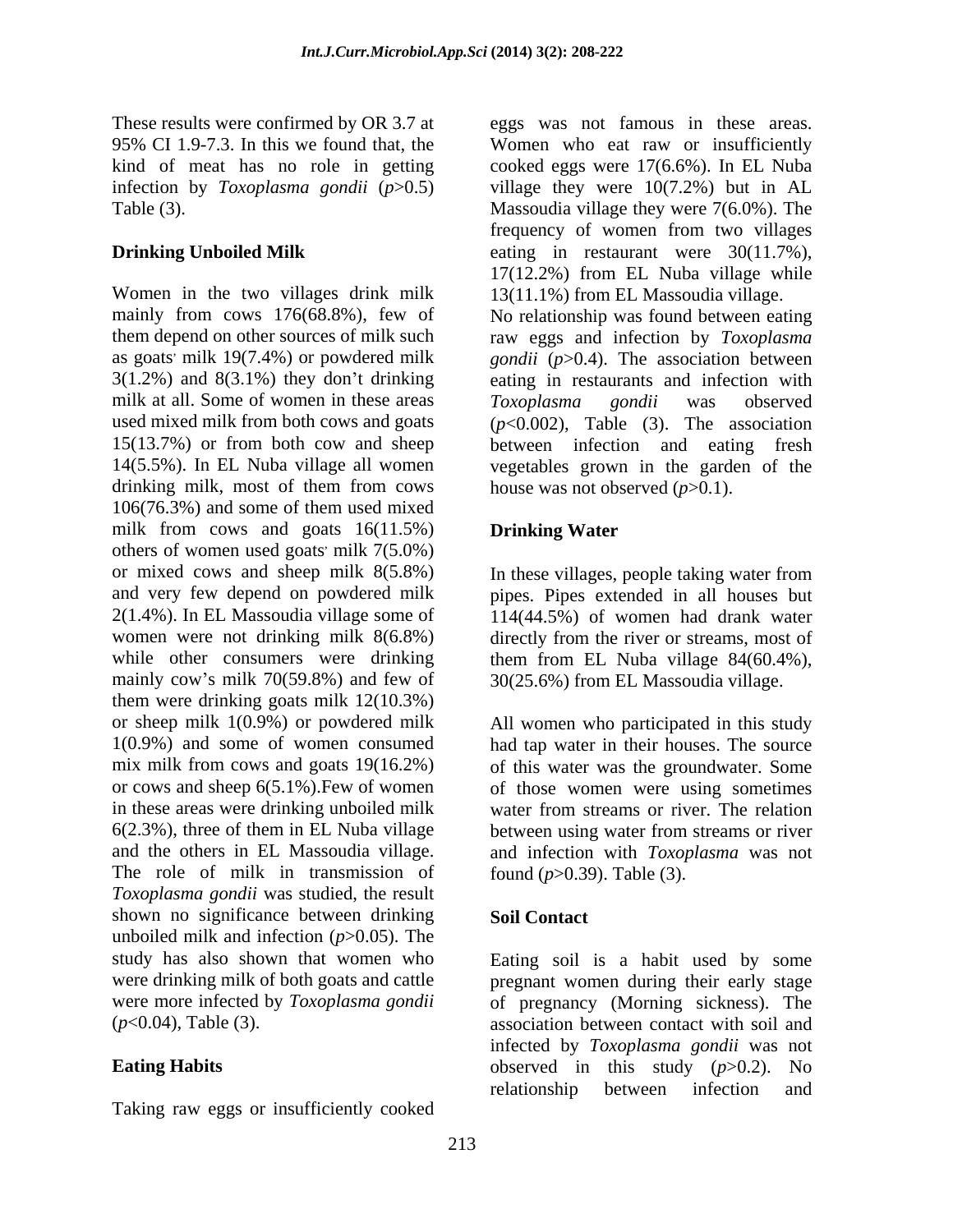These results were confirmed by OR 3.7 at 95% CI 1.9-7.3. In this we found that, the kind of meat has no role in getting infection by *Toxoplasma gondii* ($p$>0.5) Table (3).

**Drinking Unboiled Milk**

Women in the two villages drink milk mainly from cows 176(68.8%), few of them depend on other sources of milk such as goats' milk 19(7.4%) or powdered milk 3(1.2%) and 8(3.1%) they don't drinking milk at all. Some of women in these areas used mixed milk from both cows and goats 15(13.7%) or from both cow and sheep 14(5.5%). In EL Nuba village all women drinking milk, most of them from cows 106(76.3%) and some of them used mixed milk from cows and goats 16(11.5%) others of women used goats' milk 7(5.0%) or mixed cows and sheep milk 8(5.8%) and very few depend on powdered milk 2(1.4%). In EL Massoudia village some of women were not drinking milk 8(6.8%) while other consumers were drinking mainly cow's milk 70(59.8%) and few of them were drinking goats milk 12(10.3%) or sheep milk 1(0.9%) or powdered milk 1(0.9%) and some of women consumed mix milk from cows and goats 19(16.2%) or cows and sheep 6(5.1%).Few of women in these areas were drinking unboiled milk 6(2.3%), three of them in EL Nuba village and the others in EL Massoudia village. The role of milk in transmission of *Toxoplasma gondii* was studied, the result shown no significance between drinking unboiled milk and infection ($p$>0.05). The study has also shown that women who were drinking milk of both goats and cattle were more infected by *Toxoplasma gondii* ($p$<0.04), Table (3).

**Eating Habits**

Taking raw eggs or insufficiently cooked eggs was not famous in these areas. Women who eat raw or insufficiently cooked eggs were 17(6.6%). In EL Nuba village they were 10(7.2%) but in AL Massoudia village they were 7(6.0%). The frequency of women from two villages eating in restaurant were 30(11.7%), 17(12.2%) from EL Nuba village while 13(11.1%) from EL Massoudia village. No relationship was found between eating raw eggs and infection by *Toxoplasma gondii* ($p$>0.4). The association between eating in restaurants and infection with *Toxoplasma gondii* was observed ($p$<0.002), Table (3). The association between infection and eating fresh vegetables grown in the garden of the house was not observed ($p$>0.1).

**Drinking Water**

In these villages, people taking water from pipes. Pipes extended in all houses but 114(44.5%) of women had drank water directly from the river or streams, most of them from EL Nuba village 84(60.4%), 30(25.6%) from EL Massoudia village.

All women who participated in this study had tap water in their houses. The source of this water was the groundwater. Some of those women were using sometimes water from streams or river. The relation between using water from streams or river and infection with *Toxoplasma* was not found ($p$>0.39). Table (3).

**Soil Contact**

Eating soil is a habit used by some pregnant women during their early stage of pregnancy (Morning sickness). The association between contact with soil and infected by *Toxoplasma gondii* was not observed in this study ($p$>0.2). No relationship between infection and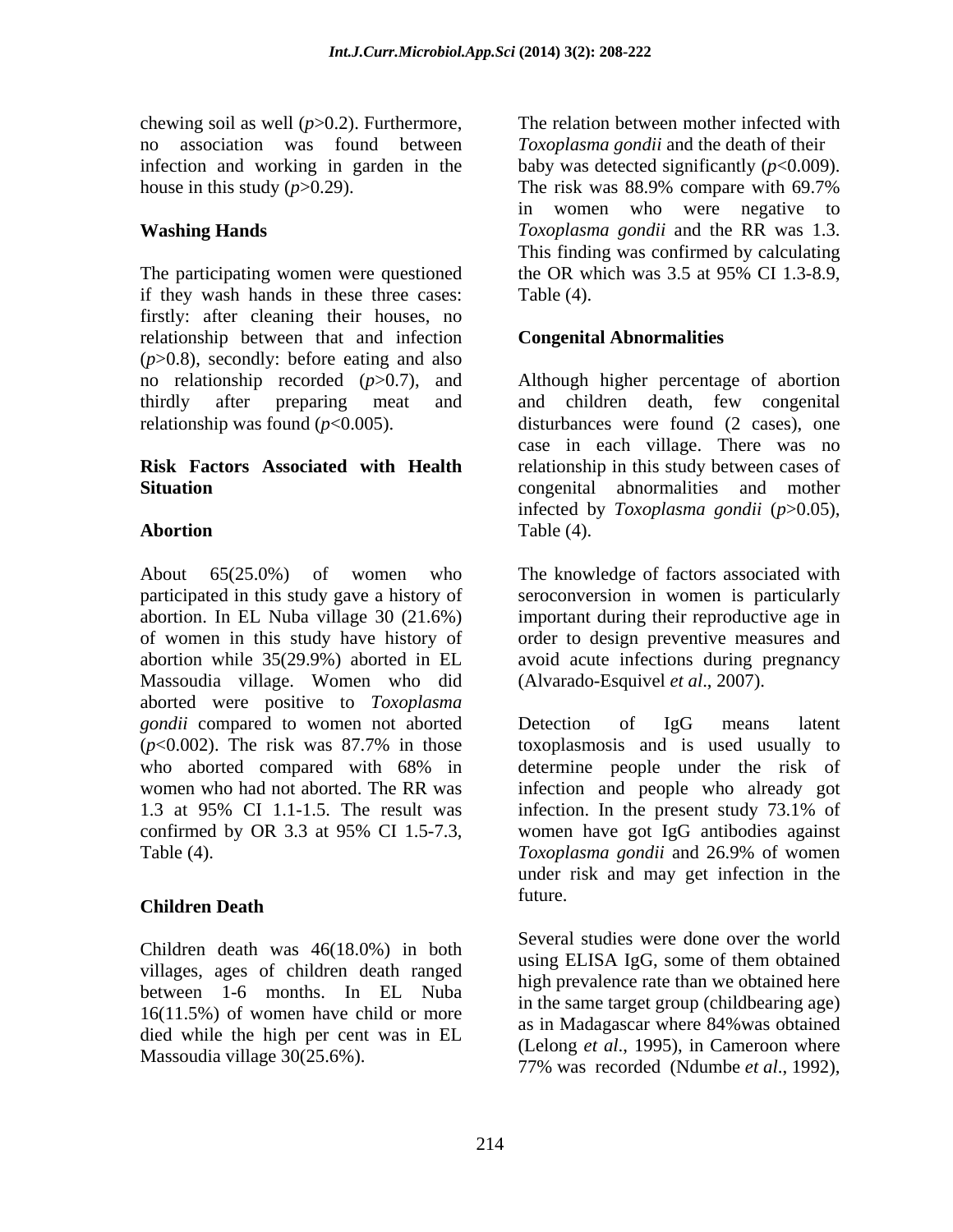chewing soil as well ($p$>0.2). Furthermore, no association was found between infection and working in garden in the house in this study ($p$>0.29).

### Washing Hands

The participating women were questioned if they wash hands in these three cases: firstly: after cleaning their houses, no relationship between that and infection ($p$>0.8), secondly: before eating and also no relationship recorded ($p$>0.7), and thirdly after preparing meat and relationship was found ($p$<0.005).

### Risk Factors Associated with Health Situation

### Abortion

About 65(25.0%) of women who participated in this study gave a history of abortion. In EL Nuba village 30 (21.6%) of women in this study have history of abortion while 35(29.9%) aborted in EL Massoudia village. Women who did aborted were positive to *Toxoplasma gondii* compared to women not aborted ($p$<0.002). The risk was 87.7% in those who aborted compared with 68% in women who had not aborted. The RR was 1.3 at 95% CI 1.1-1.5. The result was confirmed by OR 3.3 at 95% CI 1.5-7.3, Table (4).

### Children Death

Children death was 46(18.0%) in both villages, ages of children death ranged between 1-6 months. In EL Nuba 16(11.5%) of women have child or more died while the high per cent was in EL Massoudia village 30(25.6%).

The relation between mother infected with *Toxoplasma gondii* and the death of their baby was detected significantly ($p$<0.009). The risk was 88.9% compare with 69.7% in women who were negative to *Toxoplasma gondii* and the RR was 1.3. This finding was confirmed by calculating the OR which was 3.5 at 95% CI 1.3-8.9, Table (4).

### Congenital Abnormalities

Although higher percentage of abortion and children death, few congenital disturbances were found (2 cases), one case in each village. There was no relationship in this study between cases of congenital abnormalities and mother infected by *Toxoplasma gondii* ($p$>0.05), Table (4).

The knowledge of factors associated with seroconversion in women is particularly important during their reproductive age in order to design preventive measures and avoid acute infections during pregnancy (Alvarado-Esquivel *et al*., 2007).

Detection of IgG means latent toxoplasmosis and is used usually to determine people under the risk of infection and people who already got infection. In the present study 73.1% of women have got IgG antibodies against *Toxoplasma gondii* and 26.9% of women under risk and may get infection in the future.

Several studies were done over the world using ELISA IgG, some of them obtained high prevalence rate than we obtained here in the same target group (childbearing age) as in Madagascar where 84%was obtained (Lelong *et al*., 1995), in Cameroon where 77% was recorded (Ndumbe *et al*., 1992),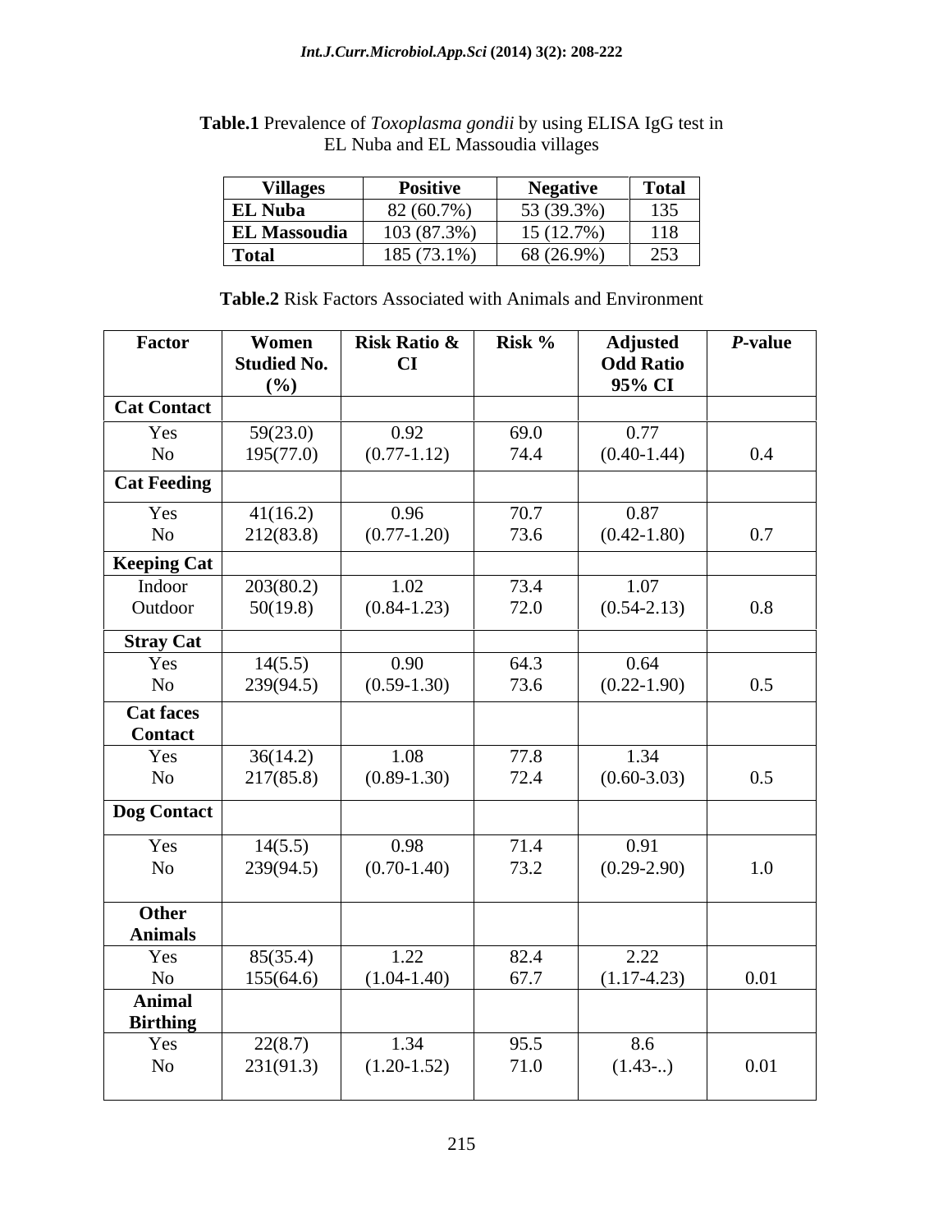**Table.1** Prevalence of *Toxoplasma gondii* by using ELISA IgG test in EL Nuba and EL Massoudia villages

| Villages | Positive | Negative | Total |
|---|---|---|---|
| EL Nuba | 82 (60.7%) | 53 (39.3%) | 135 |
| EL Massoudia | 103 (87.3%) | 15 (12.7%) | 118 |
| Total | 185 (73.1%) | 68 (26.9%) | 253 |

**Table.2** Risk Factors Associated with Animals and Environment

| Factor | Women Studied No. (%) | Risk Ratio & CI | Risk % | Adjusted Odd Ratio 95% CI | *P*-value |
|---|---|---|---|---|---|
| **Cat Contact** | | | | | |
| Yes | 59(23.0) | 0.92 | 69.0 | 0.77 | |
| No | 195(77.0) | (0.77-1.12) | 74.4 | (0.40-1.44) | 0.4 |
| **Cat Feeding** | | | | | |
| Yes | 41(16.2) | 0.96 | 70.7 | 0.87 | |
| No | 212(83.8) | (0.77-1.20) | 73.6 | (0.42-1.80) | 0.7 |
| **Keeping Cat** | | | | | |
| Indoor | 203(80.2) | 1.02 | 73.4 | 1.07 | |
| Outdoor | 50(19.8) | (0.84-1.23) | 72.0 | (0.54-2.13) | 0.8 |
| **Stray Cat** | | | | | |
| Yes | 14(5.5) | 0.90 | 64.3 | 0.64 | |
| No | 239(94.5) | (0.59-1.30) | 73.6 | (0.22-1.90) | 0.5 |
| **Cat faces Contact** | | | | | |
| Yes | 36(14.2) | 1.08 | 77.8 | 1.34 | |
| No | 217(85.8) | (0.89-1.30) | 72.4 | (0.60-3.03) | 0.5 |
| **Dog Contact** | | | | | |
| Yes | 14(5.5) | 0.98 | 71.4 | 0.91 | |
| No | 239(94.5) | (0.70-1.40) | 73.2 | (0.29-2.90) | 1.0 |
| **Other Animals** | | | | | |
| Yes | 85(35.4) | 1.22 | 82.4 | 2.22 | |
| No | 155(64.6) | (1.04-1.40) | 67.7 | (1.17-4.23) | 0.01 |
| **Animal Birthing** | | | | | |
| Yes | 22(8.7) | 1.34 | 95.5 | 8.6 | |
| No | 231(91.3) | (1.20-1.52) | 71.0 | (1.43-..) | 0.01 |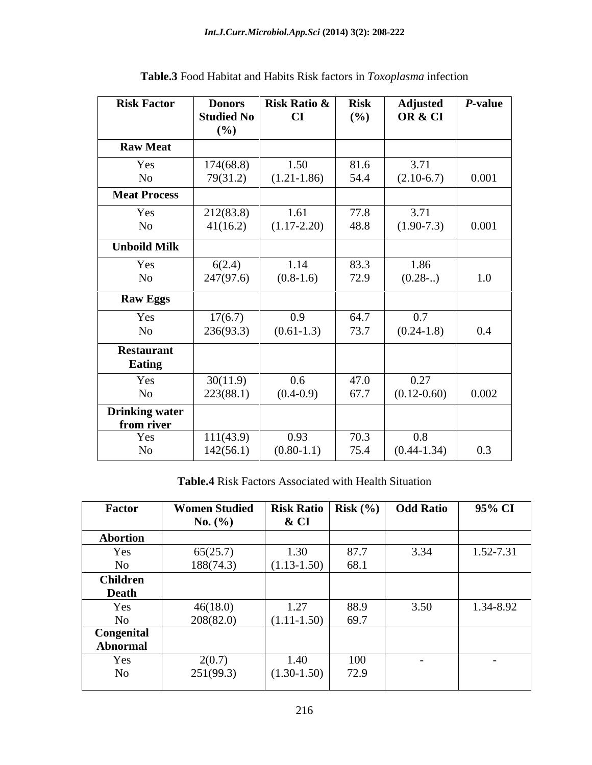**Table.3** Food Habitat and Habits Risk factors in *Toxoplasma* infection

| Risk Factor | Donors Studied No (%) | Risk Ratio & CI | Risk (%) | Adjusted OR & CI | *P*-value |
|---|---|---|---|---|---|
| **Raw Meat** | | | | | |
| Yes | 174(68.8) | 1.50 | 81.6 | 3.71 | |
| No | 79(31.2) | (1.21-1.86) | 54.4 | (2.10-6.7) | 0.001 |
| **Meat Process** | | | | | |
| Yes | 212(83.8) | 1.61 | 77.8 | 3.71 | |
| No | 41(16.2) | (1.17-2.20) | 48.8 | (1.90-7.3) | 0.001 |
| **Unboild Milk** | | | | | |
| Yes | 6(2.4) | 1.14 | 83.3 | 1.86 | |
| No | 247(97.6) | (0.8-1.6) | 72.9 | (0.28-..) | 1.0 |
| **Raw Eggs** | | | | | |
| Yes | 17(6.7) | 0.9 | 64.7 | 0.7 | |
| No | 236(93.3) | (0.61-1.3) | 73.7 | (0.24-1.8) | 0.4 |
| **Restaurant Eating** | | | | | |
| Yes | 30(11.9) | 0.6 | 47.0 | 0.27 | |
| No | 223(88.1) | (0.4-0.9) | 67.7 | (0.12-0.60) | 0.002 |
| **Drinking water from river** | | | | | |
| Yes | 111(43.9) | 0.93 | 70.3 | 0.8 | |
| No | 142(56.1) | (0.80-1.1) | 75.4 | (0.44-1.34) | 0.3 |

**Table.4** Risk Factors Associated with Health Situation

| Factor | Women Studied No. (%) | Risk Ratio & CI | Risk (%) | Odd Ratio | 95% CI |
|---|---|---|---|---|---|
| **Abortion** | | | | | |
| Yes | 65(25.7) | 1.30 | 87.7 | 3.34 | 1.52-7.31 |
| No | 188(74.3) | (1.13-1.50) | 68.1 | | |
| **Children Death** | | | | | |
| Yes | 46(18.0) | 1.27 | 88.9 | 3.50 | 1.34-8.92 |
| No | 208(82.0) | (1.11-1.50) | 69.7 | | |
| **Congenital Abnormal** | | | | | |
| Yes | 2(0.7) | 1.40 | 100 | - | - |
| No | 251(99.3) | (1.30-1.50) | 72.9 | | |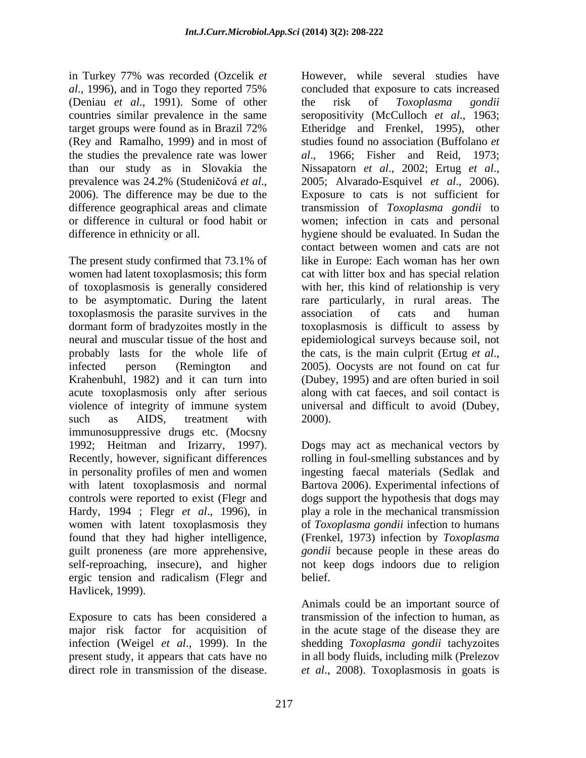in Turkey 77% was recorded (Ozcelik *et al*., 1996), and in Togo they reported 75% (Deniau *et al*., 1991). Some of other countries similar prevalence in the same target groups were found as in Brazil 72% (Rey and Ramalho, 1999) and in most of the studies the prevalence rate was lower than our study as in Slovakia the prevalence was 24.2% (Studeničová *et al*., 2006). The difference may be due to the difference geographical areas and climate or difference in cultural or food habit or difference in ethnicity or all.

The present study confirmed that 73.1% of women had latent toxoplasmosis; this form of toxoplasmosis is generally considered to be asymptomatic. During the latent toxoplasmosis the parasite survives in the dormant form of bradyzoites mostly in the neural and muscular tissue of the host and probably lasts for the whole life of infected person (Remington and Krahenbuhl, 1982) and it can turn into acute toxoplasmosis only after serious violence of integrity of immune system such as AIDS, treatment with immunosuppressive drugs etc. (Mocsny 1992; Heitman and Irizarry, 1997). Recently, however, significant differences in personality profiles of men and women with latent toxoplasmosis and normal controls were reported to exist (Flegr and Hardy, 1994 ; Flegr *et al*., 1996), in women with latent toxoplasmosis they found that they had higher intelligence, guilt proneness (are more apprehensive, self-reproaching, insecure), and higher ergic tension and radicalism (Flegr and Havlicek, 1999).

Exposure to cats has been considered a major risk factor for acquisition of infection (Weigel *et al*., 1999). In the present study, it appears that cats have no direct role in transmission of the disease. However, while several studies have concluded that exposure to cats increased the risk of *Toxoplasma gondii* seropositivity (McCulloch *et al*., 1963; Etheridge and Frenkel, 1995), other studies found no association (Buffolano *et al*., 1966; Fisher and Reid, 1973; Nissapatorn *et al*., 2002; Ertug *et al*., 2005; Alvarado-Esquivel *et al*., 2006). Exposure to cats is not sufficient for transmission of *Toxoplasma gondii* to women; infection in cats and personal hygiene should be evaluated. In Sudan the contact between women and cats are not like in Europe: Each woman has her own cat with litter box and has special relation with her, this kind of relationship is very rare particularly, in rural areas. The association of cats and human toxoplasmosis is difficult to assess by epidemiological surveys because soil, not the cats, is the main culprit (Ertug *et al*., 2005). Oocysts are not found on cat fur (Dubey, 1995) and are often buried in soil along with cat faeces, and soil contact is universal and difficult to avoid (Dubey, 2000).

Dogs may act as mechanical vectors by rolling in foul-smelling substances and by ingesting faecal materials (Sedlak and Bartova 2006). Experimental infections of dogs support the hypothesis that dogs may play a role in the mechanical transmission of *Toxoplasma gondii* infection to humans (Frenkel, 1973) infection by *Toxoplasma gondii* because people in these areas do not keep dogs indoors due to religion belief.

Animals could be an important source of transmission of the infection to human, as in the acute stage of the disease they are shedding *Toxoplasma gondii* tachyzoites in all body fluids, including milk (Prelezov *et al*., 2008). Toxoplasmosis in goats is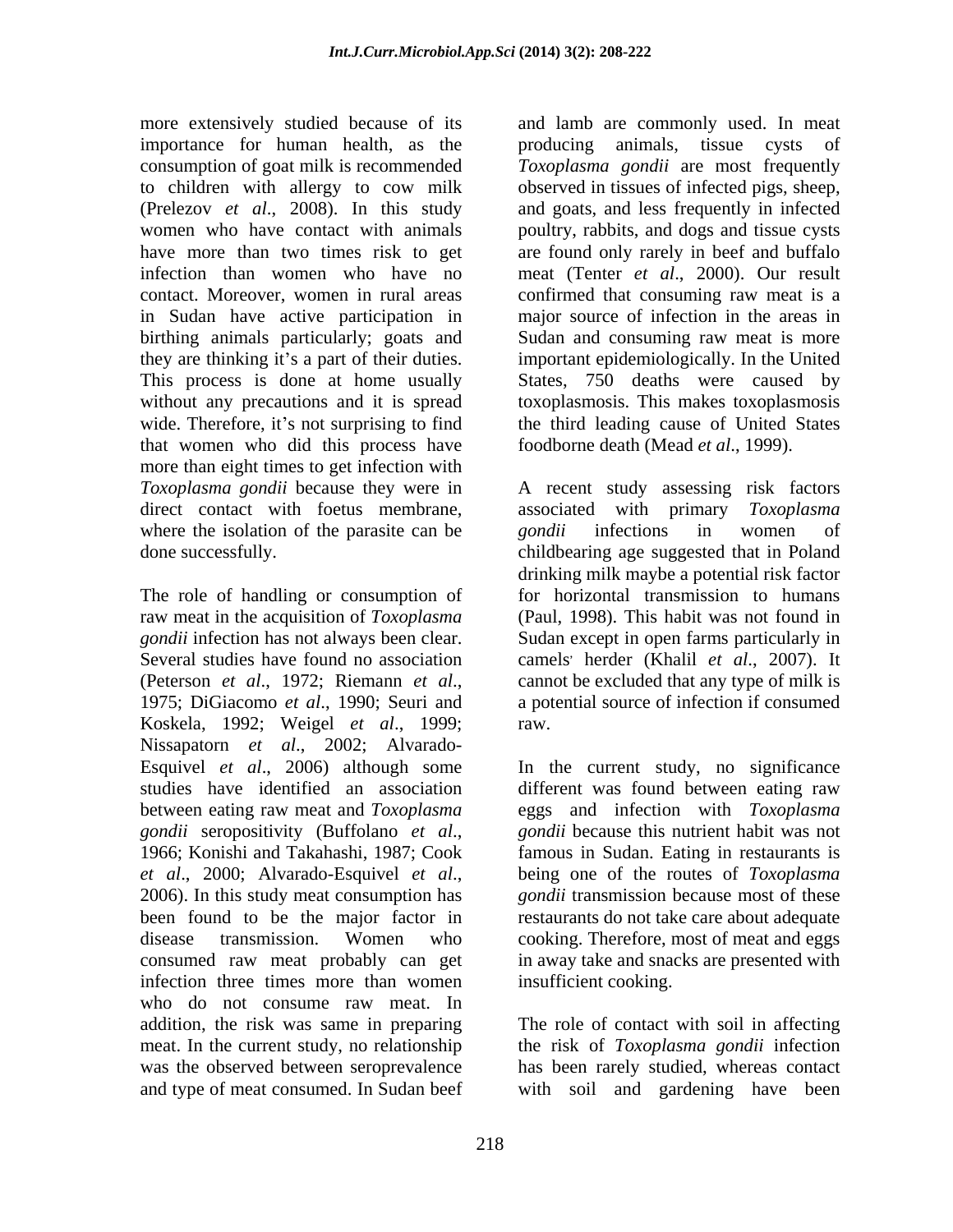more extensively studied because of its importance for human health, as the consumption of goat milk is recommended to children with allergy to cow milk (Prelezov *et al*., 2008). In this study women who have contact with animals have more than two times risk to get infection than women who have no contact. Moreover, women in rural areas in Sudan have active participation in birthing animals particularly; goats and they are thinking it's a part of their duties. This process is done at home usually without any precautions and it is spread wide. Therefore, it's not surprising to find that women who did this process have more than eight times to get infection with *Toxoplasma gondii* because they were in direct contact with foetus membrane, where the isolation of the parasite can be done successfully.

The role of handling or consumption of raw meat in the acquisition of *Toxoplasma gondii* infection has not always been clear. Several studies have found no association (Peterson *et al*., 1972; Riemann *et al*., 1975; DiGiacomo *et al*., 1990; Seuri and Koskela, 1992; Weigel *et al*., 1999; Nissapatorn *et al*., 2002; Alvarado-Esquivel *et al*., 2006) although some studies have identified an association between eating raw meat and *Toxoplasma gondii* seropositivity (Buffolano *et al*., 1966; Konishi and Takahashi, 1987; Cook *et al*., 2000; Alvarado-Esquivel *et al*., 2006). In this study meat consumption has been found to be the major factor in disease transmission. Women who consumed raw meat probably can get infection three times more than women who do not consume raw meat. In addition, the risk was same in preparing meat. In the current study, no relationship was the observed between seroprevalence and type of meat consumed. In Sudan beef and lamb are commonly used. In meat producing animals, tissue cysts of *Toxoplasma gondii* are most frequently observed in tissues of infected pigs, sheep, and goats, and less frequently in infected poultry, rabbits, and dogs and tissue cysts are found only rarely in beef and buffalo meat (Tenter *et al*., 2000). Our result confirmed that consuming raw meat is a major source of infection in the areas in Sudan and consuming raw meat is more important epidemiologically. In the United States, 750 deaths were caused by toxoplasmosis. This makes toxoplasmosis the third leading cause of United States foodborne death (Mead *et al*., 1999).

A recent study assessing risk factors associated with primary *Toxoplasma gondii* infections in women of childbearing age suggested that in Poland drinking milk maybe a potential risk factor for horizontal transmission to humans (Paul, 1998). This habit was not found in Sudan except in open farms particularly in camels' herder (Khalil *et al*., 2007). It cannot be excluded that any type of milk is a potential source of infection if consumed raw.

In the current study, no significance different was found between eating raw eggs and infection with *Toxoplasma gondii* because this nutrient habit was not famous in Sudan. Eating in restaurants is being one of the routes of *Toxoplasma gondii* transmission because most of these restaurants do not take care about adequate cooking. Therefore, most of meat and eggs in away take and snacks are presented with insufficient cooking.

The role of contact with soil in affecting the risk of *Toxoplasma gondii* infection has been rarely studied, whereas contact with soil and gardening have been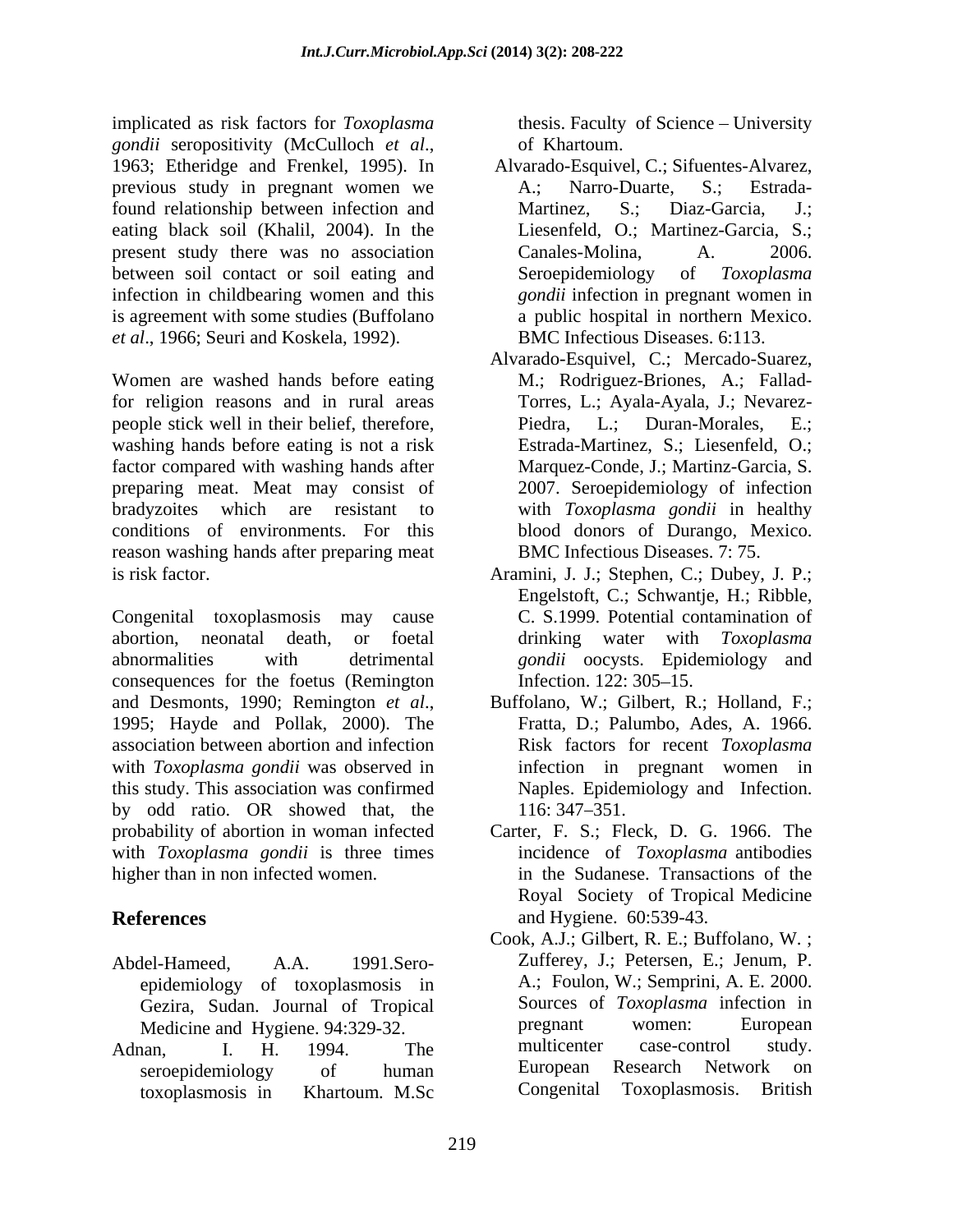implicated as risk factors for *Toxoplasma gondii* seropositivity (McCulloch *et al*., 1963; Etheridge and Frenkel, 1995). In previous study in pregnant women we found relationship between infection and eating black soil (Khalil, 2004). In the present study there was no association between soil contact or soil eating and infection in childbearing women and this is agreement with some studies (Buffolano *et al*., 1966; Seuri and Koskela, 1992).

Women are washed hands before eating for religion reasons and in rural areas people stick well in their belief, therefore, washing hands before eating is not a risk factor compared with washing hands after preparing meat. Meat may consist of bradyzoites which are resistant to conditions of environments. For this reason washing hands after preparing meat is risk factor.

Congenital toxoplasmosis may cause abortion, neonatal death, or foetal abnormalities with detrimental consequences for the foetus (Remington and Desmonts, 1990; Remington *et al*., 1995; Hayde and Pollak, 2000). The association between abortion and infection with *Toxoplasma gondii* was observed in this study. This association was confirmed by odd ratio. OR showed that, the probability of abortion in woman infected with *Toxoplasma gondii* is three times higher than in non infected women.

## References

- Abdel-Hameed, A.A. 1991.Sero-epidemiology of toxoplasmosis in Gezira, Sudan. Journal of Tropical Medicine and Hygiene. 94:329-32.
- Adnan, I. H. 1994. The seroepidemiology of human toxoplasmosis in Khartoum. M.Sc thesis. Faculty of Science – University of Khartoum.
- Alvarado-Esquivel, C.; Sifuentes-Alvarez, A.; Narro-Duarte, S.; Estrada-Martinez, S.; Diaz-Garcia, J.; Liesenfeld, O.; Martinez-Garcia, S.; Canales-Molina, A. 2006. Seroepidemiology of *Toxoplasma gondii* infection in pregnant women in a public hospital in northern Mexico. BMC Infectious Diseases. 6:113.
- Alvarado-Esquivel, C.; Mercado-Suarez, M.; Rodriguez-Briones, A.; Fallad-Torres, L.; Ayala-Ayala, J.; Nevarez-Piedra, L.; Duran-Morales, E.; Estrada-Martinez, S.; Liesenfeld, O.; Marquez-Conde, J.; Martinz-Garcia, S. 2007. Seroepidemiology of infection with *Toxoplasma gondii* in healthy blood donors of Durango, Mexico. BMC Infectious Diseases. 7: 75.
- Aramini, J. J.; Stephen, C.; Dubey, J. P.; Engelstoft, C.; Schwantje, H.; Ribble, C. S.1999. Potential contamination of drinking water with *Toxoplasma gondii* oocysts. Epidemiology and Infection. 122: 305–15.
- Buffolano, W.; Gilbert, R.; Holland, F.; Fratta, D.; Palumbo, Ades, A. 1966. Risk factors for recent *Toxoplasma* infection in pregnant women in Naples. Epidemiology and Infection. 116: 347–351.
- Carter, F. S.; Fleck, D. G. 1966. The incidence of *Toxoplasma* antibodies in the Sudanese. Transactions of the Royal Society of Tropical Medicine and Hygiene. 60:539-43.
- Cook, A.J.; Gilbert, R. E.; Buffolano, W. ; Zufferey, J.; Petersen, E.; Jenum, P. A.; Foulon, W.; Semprini, A. E. 2000. Sources of *Toxoplasma* infection in pregnant women: European multicenter case-control study. European Research Network on Congenital Toxoplasmosis. British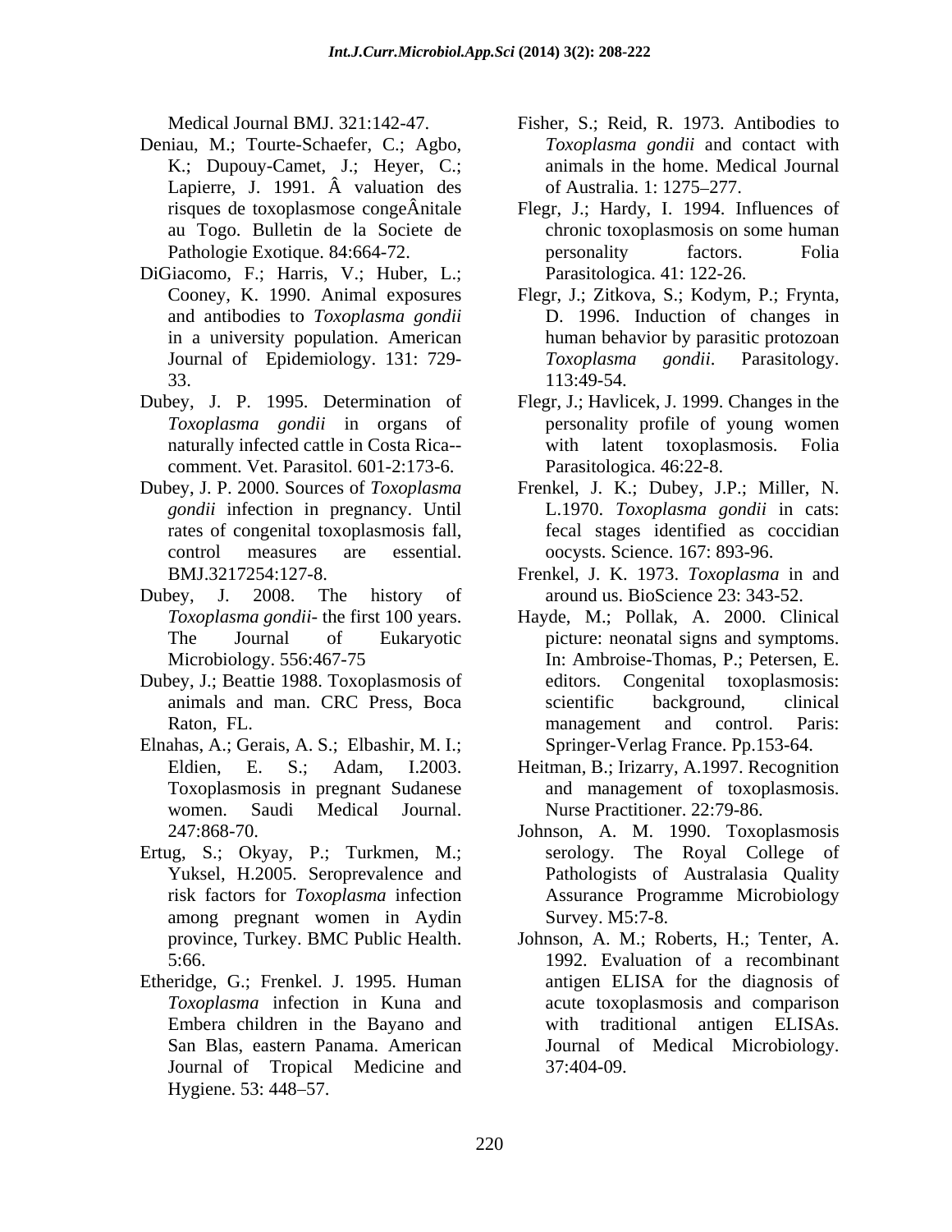Medical Journal BMJ. 321:142-47.

Deniau, M.; Tourte-Schaefer, C.; Agbo, K.; Dupouy-Camet, J.; Heyer, C.; Lapierre, J. 1991. Â valuation des risques de toxoplasmose congeÂnitale au Togo. Bulletin de la Societe de Pathologie Exotique. 84:664-72.

DiGiacomo, F.; Harris, V.; Huber, L.; Cooney, K. 1990. Animal exposures and antibodies to *Toxoplasma gondii* in a university population. American Journal of Epidemiology. 131: 729-33.

Dubey, J. P. 1995. Determination of *Toxoplasma gondii* in organs of naturally infected cattle in Costa Rica--comment. Vet. Parasitol. 601-2:173-6.

Dubey, J. P. 2000. Sources of *Toxoplasma gondii* infection in pregnancy. Until rates of congenital toxoplasmosis fall, control measures are essential. BMJ.3217254:127-8.

Dubey, J. 2008. The history of *Toxoplasma gondii*- the first 100 years. The Journal of Eukaryotic Microbiology. 556:467-75

Dubey, J.; Beattie 1988. Toxoplasmosis of animals and man. CRC Press, Boca Raton, FL.

Elnahas, A.; Gerais, A. S.; Elbashir, M. I.; Eldien, E. S.; Adam, I.2003. Toxoplasmosis in pregnant Sudanese women. Saudi Medical Journal. 247:868-70.

Ertug, S.; Okyay, P.; Turkmen, M.; Yuksel, H.2005. Seroprevalence and risk factors for *Toxoplasma* infection among pregnant women in Aydin province, Turkey. BMC Public Health. 5:66.

Etheridge, G.; Frenkel. J. 1995. Human *Toxoplasma* infection in Kuna and Embera children in the Bayano and San Blas, eastern Panama. American Journal of Tropical Medicine and Hygiene. 53: 448–57.

Fisher, S.; Reid, R. 1973. Antibodies to *Toxoplasma gondii* and contact with animals in the home. Medical Journal of Australia. 1: 1275–277.

Flegr, J.; Hardy, I. 1994. Influences of chronic toxoplasmosis on some human personality factors. Folia Parasitologica. 41: 122-26.

Flegr, J.; Zitkova, S.; Kodym, P.; Frynta, D. 1996. Induction of changes in human behavior by parasitic protozoan *Toxoplasma gondii*. Parasitology. 113:49-54.

Flegr, J.; Havlicek, J. 1999. Changes in the personality profile of young women with latent toxoplasmosis. Folia Parasitologica. 46:22-8.

Frenkel, J. K.; Dubey, J.P.; Miller, N. L.1970. *Toxoplasma gondii* in cats: fecal stages identified as coccidian oocysts. Science. 167: 893-96.

Frenkel, J. K. 1973. *Toxoplasma* in and around us. BioScience 23: 343-52.

Hayde, M.; Pollak, A. 2000. Clinical picture: neonatal signs and symptoms. In: Ambroise-Thomas, P.; Petersen, E. editors. Congenital toxoplasmosis: scientific background, clinical management and control. Paris: Springer-Verlag France. Pp.153-64.

Heitman, B.; Irizarry, A.1997. Recognition and management of toxoplasmosis. Nurse Practitioner. 22:79-86.

Johnson, A. M. 1990. Toxoplasmosis serology. The Royal College of Pathologists of Australasia Quality Assurance Programme Microbiology Survey. M5:7-8.

Johnson, A. M.; Roberts, H.; Tenter, A. 1992. Evaluation of a recombinant antigen ELISA for the diagnosis of acute toxoplasmosis and comparison with traditional antigen ELISAs. Journal of Medical Microbiology. 37:404-09.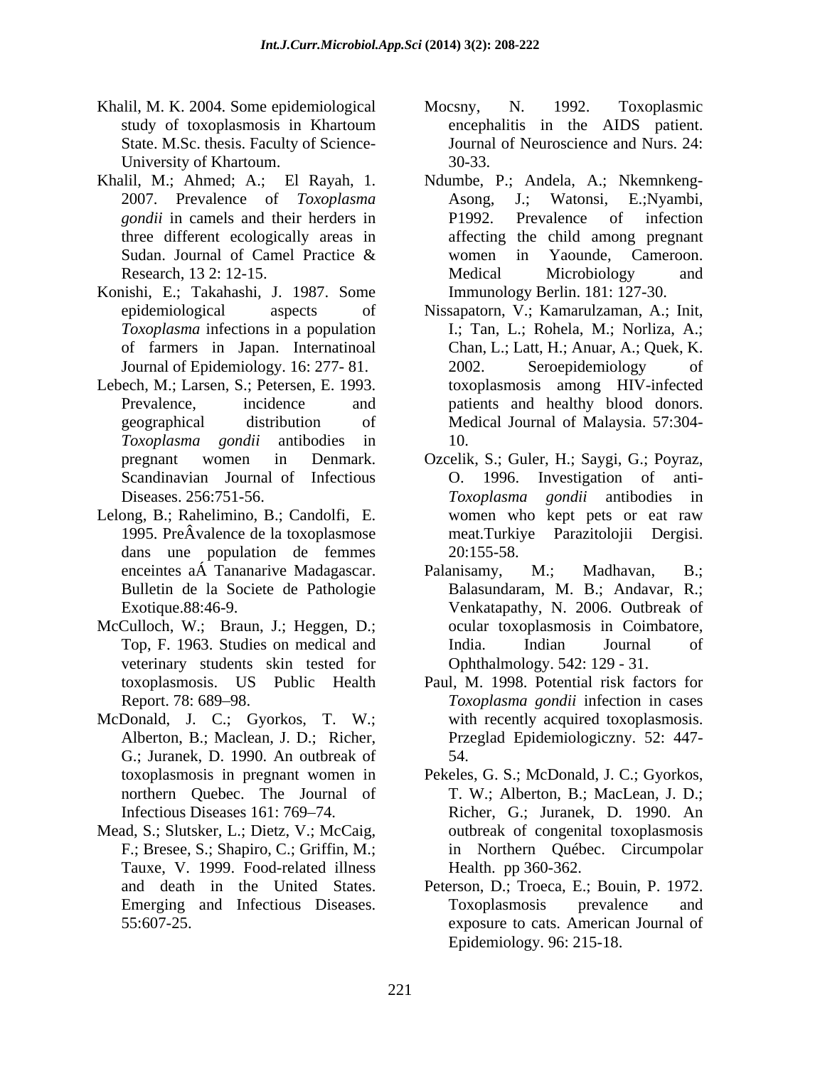Khalil, M. K. 2004. Some epidemiological study of toxoplasmosis in Khartoum State. M.Sc. thesis. Faculty of Science- University of Khartoum.

Khalil, M.; Ahmed; A.; El Rayah, 1. 2007. Prevalence of *Toxoplasma gondii* in camels and their herders in three different ecologically areas in Sudan. Journal of Camel Practice & Research, 13 2: 12-15.

Konishi, E.; Takahashi, J. 1987. Some epidemiological aspects of *Toxoplasma* infections in a population of farmers in Japan. Internatinoal Journal of Epidemiology. 16: 277- 81.

Lebech, M.; Larsen, S.; Petersen, E. 1993. Prevalence, incidence and geographical distribution of *Toxoplasma gondii* antibodies in pregnant women in Denmark. Scandinavian Journal of Infectious Diseases. 256:751-56.

Lelong, B.; Rahelimino, B.; Candolfi, E. 1995. PreÂvalence de la toxoplasmose dans une population de femmes enceintes aÁ Tananarive Madagascar. Bulletin de la Societe de Pathologie Exotique.88:46-9.

McCulloch, W.; Braun, J.; Heggen, D.; Top, F. 1963. Studies on medical and veterinary students skin tested for toxoplasmosis. US Public Health Report. 78: 689–98.

McDonald, J. C.; Gyorkos, T. W.; Alberton, B.; Maclean, J. D.; Richer, G.; Juranek, D. 1990. An outbreak of toxoplasmosis in pregnant women in northern Quebec. The Journal of Infectious Diseases 161: 769–74.

Mead, S.; Slutsker, L.; Dietz, V.; McCaig, F.; Bresee, S.; Shapiro, C.; Griffin, M.; Tauxe, V. 1999. Food-related illness and death in the United States. Emerging and Infectious Diseases. 55:607-25.

Mocsny, N. 1992. Toxoplasmic encephalitis in the AIDS patient. Journal of Neuroscience and Nurs. 24: 30-33.

Ndumbe, P.; Andela, A.; Nkemnkeng-Asong, J.; Watonsi, E.;Nyambi, P1992. Prevalence of infection affecting the child among pregnant women in Yaounde, Cameroon. Medical Microbiology and Immunology Berlin. 181: 127-30.

Nissapatorn, V.; Kamarulzaman, A.; Init, I.; Tan, L.; Rohela, M.; Norliza, A.; Chan, L.; Latt, H.; Anuar, A.; Quek, K. 2002. Seroepidemiology of toxoplasmosis among HIV-infected patients and healthy blood donors. Medical Journal of Malaysia. 57:304-10.

Ozcelik, S.; Guler, H.; Saygi, G.; Poyraz, O. 1996. Investigation of anti-*Toxoplasma gondii* antibodies in women who kept pets or eat raw meat.Turkiye Parazitolojii Dergisi. 20:155-58.

Palanisamy, M.; Madhavan, B.; Balasundaram, M. B.; Andavar, R.; Venkatapathy, N. 2006. Outbreak of ocular toxoplasmosis in Coimbatore, India. Indian Journal of Ophthalmology. 542: 129 - 31.

Paul, M. 1998. Potential risk factors for *Toxoplasma gondii* infection in cases with recently acquired toxoplasmosis. Przeglad Epidemiologiczny. 52: 447-54.

Pekeles, G. S.; McDonald, J. C.; Gyorkos, T. W.; Alberton, B.; MacLean, J. D.; Richer, G.; Juranek, D. 1990. An outbreak of congenital toxoplasmosis in Northern Québec. Circumpolar Health. pp 360-362.

Peterson, D.; Troeca, E.; Bouin, P. 1972. Toxoplasmosis prevalence and exposure to cats. American Journal of Epidemiology. 96: 215-18.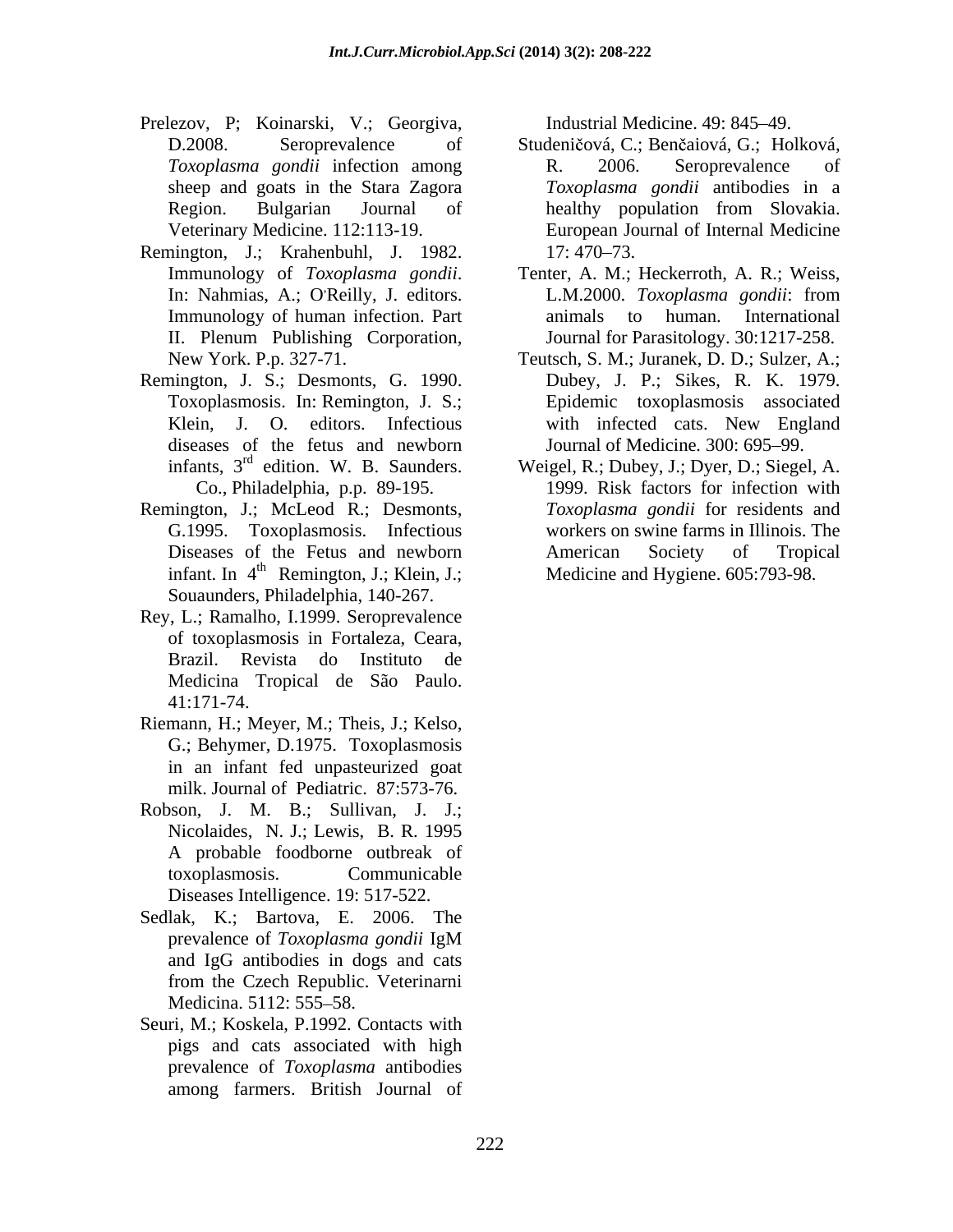Prelezov, P; Koinarski, V.; Georgiva, D.2008. Seroprevalence of *Toxoplasma gondii* infection among sheep and goats in the Stara Zagora Region. Bulgarian Journal of Veterinary Medicine. 112:113-19.

Remington, J.; Krahenbuhl, J. 1982. Immunology of *Toxoplasma gondii*. In: Nahmias, A.; O'Reilly, J. editors. Immunology of human infection. Part II. Plenum Publishing Corporation, New York. P.p. 327-71.

Remington, J. S.; Desmonts, G. 1990. Toxoplasmosis. In: Remington, J. S.; Klein, J. O. editors. Infectious diseases of the fetus and newborn infants, 3rd edition. W. B. Saunders. Co., Philadelphia, p.p. 89-195.

Remington, J.; McLeod R.; Desmonts, G.1995. Toxoplasmosis. Infectious Diseases of the Fetus and newborn infant. In 4th Remington, J.; Klein, J.; Souaunders, Philadelphia, 140-267.

Rey, L.; Ramalho, I.1999. Seroprevalence of toxoplasmosis in Fortaleza, Ceara, Brazil. Revista do Instituto de Medicina Tropical de São Paulo. 41:171-74.

Riemann, H.; Meyer, M.; Theis, J.; Kelso, G.; Behymer, D.1975. Toxoplasmosis in an infant fed unpasteurized goat milk. Journal of Pediatric. 87:573-76.

Robson, J. M. B.; Sullivan, J. J.; Nicolaides, N. J.; Lewis, B. R. 1995 A probable foodborne outbreak of toxoplasmosis. Communicable Diseases Intelligence. 19: 517-522.

Sedlak, K.; Bartova, E. 2006. The prevalence of *Toxoplasma gondii* IgM and IgG antibodies in dogs and cats from the Czech Republic. Veterinarni Medicina. 5112: 555–58.

Seuri, M.; Koskela, P.1992. Contacts with pigs and cats associated with high prevalence of *Toxoplasma* antibodies among farmers. British Journal of Industrial Medicine. 49: 845–49.

Studeničová, C.; Benčaiová, G.; Holková, R. 2006. Seroprevalence of *Toxoplasma gondii* antibodies in a healthy population from Slovakia. European Journal of Internal Medicine 17: 470–73.

Tenter, A. M.; Heckerroth, A. R.; Weiss, L.M.2000. *Toxoplasma gondii*: from animals to human. International Journal for Parasitology. 30:1217-258.

Teutsch, S. M.; Juranek, D. D.; Sulzer, A.; Dubey, J. P.; Sikes, R. K. 1979. Epidemic toxoplasmosis associated with infected cats. New England Journal of Medicine. 300: 695–99.

Weigel, R.; Dubey, J.; Dyer, D.; Siegel, A. 1999. Risk factors for infection with *Toxoplasma gondii* for residents and workers on swine farms in Illinois. The American Society of Tropical Medicine and Hygiene. 605:793-98.